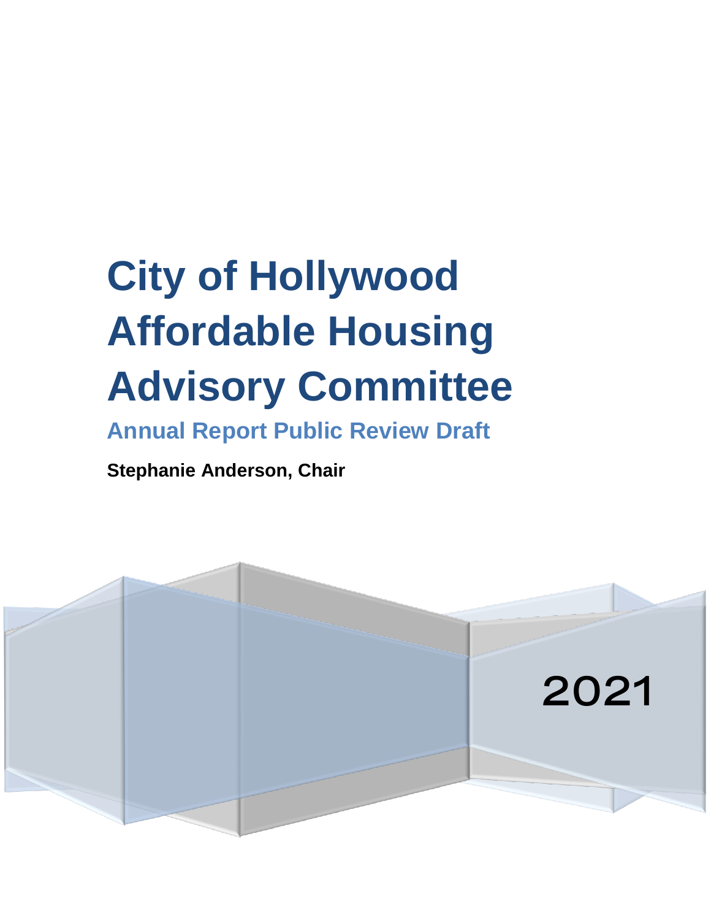# City of Hollywood Affordable Housing Advisory Committee

## Annual Report Public Review Draft

**Stephanie Anderson, Chair**

2021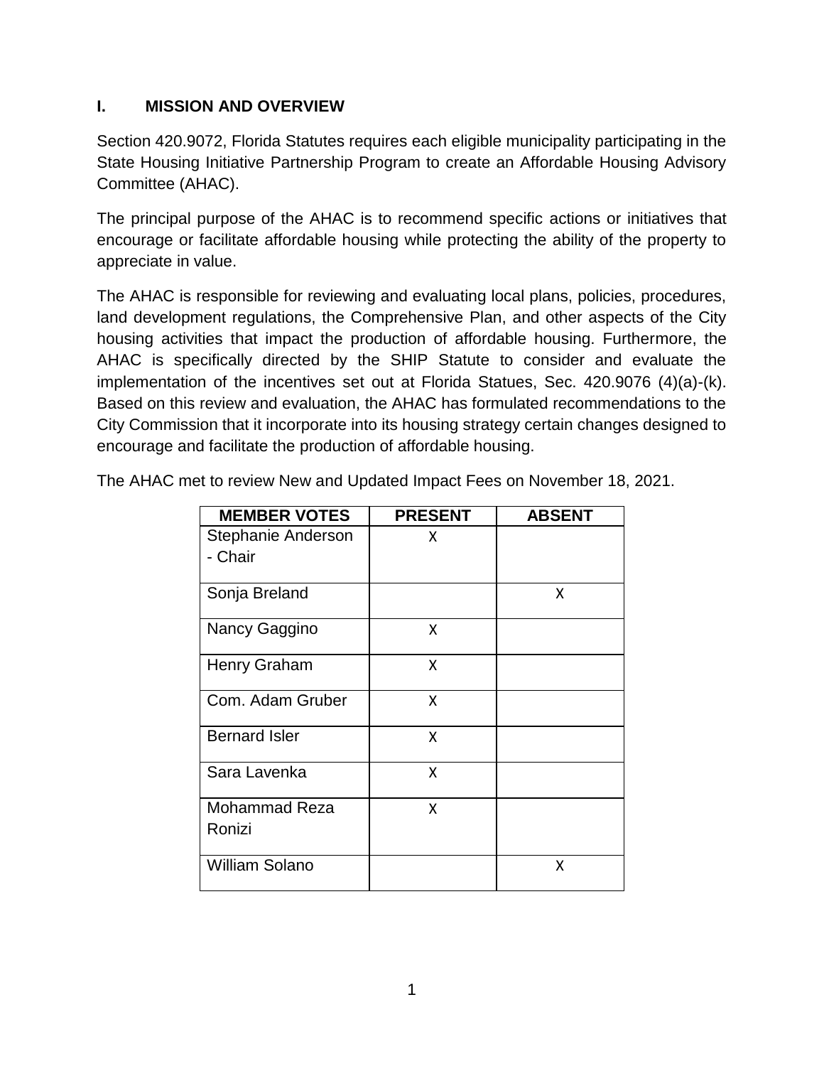## I. MISSION AND OVERVIEW

Section 420.9072, Florida Statutes requires each eligible municipality participating in the State Housing Initiative Partnership Program to create an Affordable Housing Advisory Committee (AHAC).

The principal purpose of the AHAC is to recommend specific actions or initiatives that encourage or facilitate affordable housing while protecting the ability of the property to appreciate in value.

The AHAC is responsible for reviewing and evaluating local plans, policies, procedures, land development regulations, the Comprehensive Plan, and other aspects of the City housing activities that impact the production of affordable housing. Furthermore, the AHAC is specifically directed by the SHIP Statute to consider and evaluate the implementation of the incentives set out at Florida Statues, Sec. 420.9076 (4)(a)-(k). Based on this review and evaluation, the AHAC has formulated recommendations to the City Commission that it incorporate into its housing strategy certain changes designed to encourage and facilitate the production of affordable housing.

The AHAC met to review New and Updated Impact Fees on November 18, 2021.

| MEMBER VOTES | PRESENT | ABSENT |
|---|---|---|
| Stephanie Anderson - Chair | X | |
| Sonja Breland | | X |
| Nancy Gaggino | X | |
| Henry Graham | X | |
| Com. Adam Gruber | X | |
| Bernard Isler | X | |
| Sara Lavenka | X | |
| Mohammad Reza Ronizi | X | |
| William Solano | | X |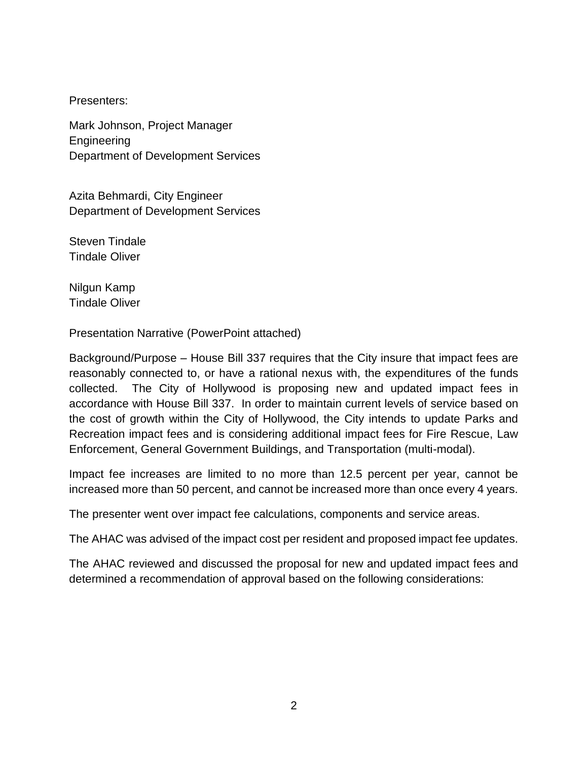Presenters:

Mark Johnson, Project Manager
Engineering
Department of Development Services

Azita Behmardi, City Engineer
Department of Development Services

Steven Tindale
Tindale Oliver

Nilgun Kamp
Tindale Oliver

Presentation Narrative (PowerPoint attached)

Background/Purpose – House Bill 337 requires that the City insure that impact fees are reasonably connected to, or have a rational nexus with, the expenditures of the funds collected. The City of Hollywood is proposing new and updated impact fees in accordance with House Bill 337. In order to maintain current levels of service based on the cost of growth within the City of Hollywood, the City intends to update Parks and Recreation impact fees and is considering additional impact fees for Fire Rescue, Law Enforcement, General Government Buildings, and Transportation (multi-modal).

Impact fee increases are limited to no more than 12.5 percent per year, cannot be increased more than 50 percent, and cannot be increased more than once every 4 years.

The presenter went over impact fee calculations, components and service areas.

The AHAC was advised of the impact cost per resident and proposed impact fee updates.

The AHAC reviewed and discussed the proposal for new and updated impact fees and determined a recommendation of approval based on the following considerations: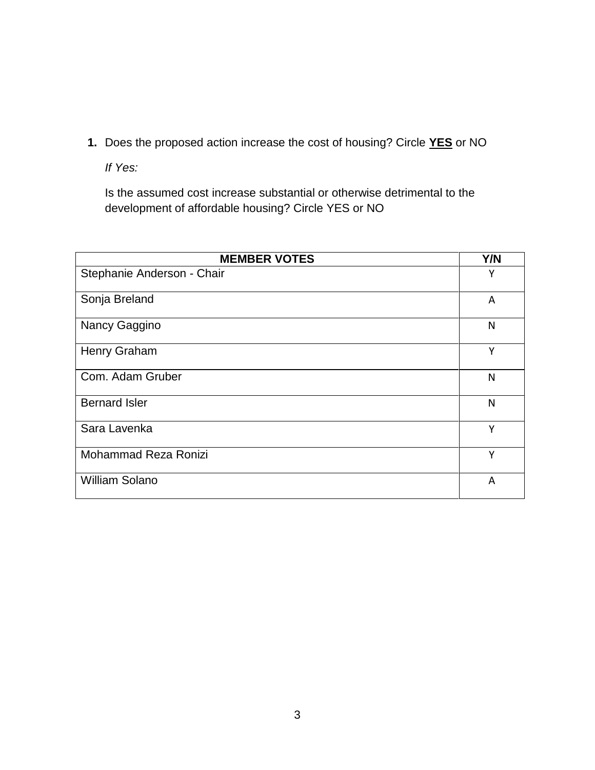1. **Does the proposed action increase the cost of housing? Circle** **<u>YES</u>** **or NO**

   *If Yes:*

   Is the assumed cost increase substantial or otherwise detrimental to the development of affordable housing? Circle YES or NO

| MEMBER VOTES | Y/N |
|---|---|
| Stephanie Anderson - Chair | Y |
| Sonja Breland | A |
| Nancy Gaggino | N |
| Henry Graham | Y |
| Com. Adam Gruber | N |
| Bernard Isler | N |
| Sara Lavenka | Y |
| Mohammad Reza Ronizi | Y |
| William Solano | A |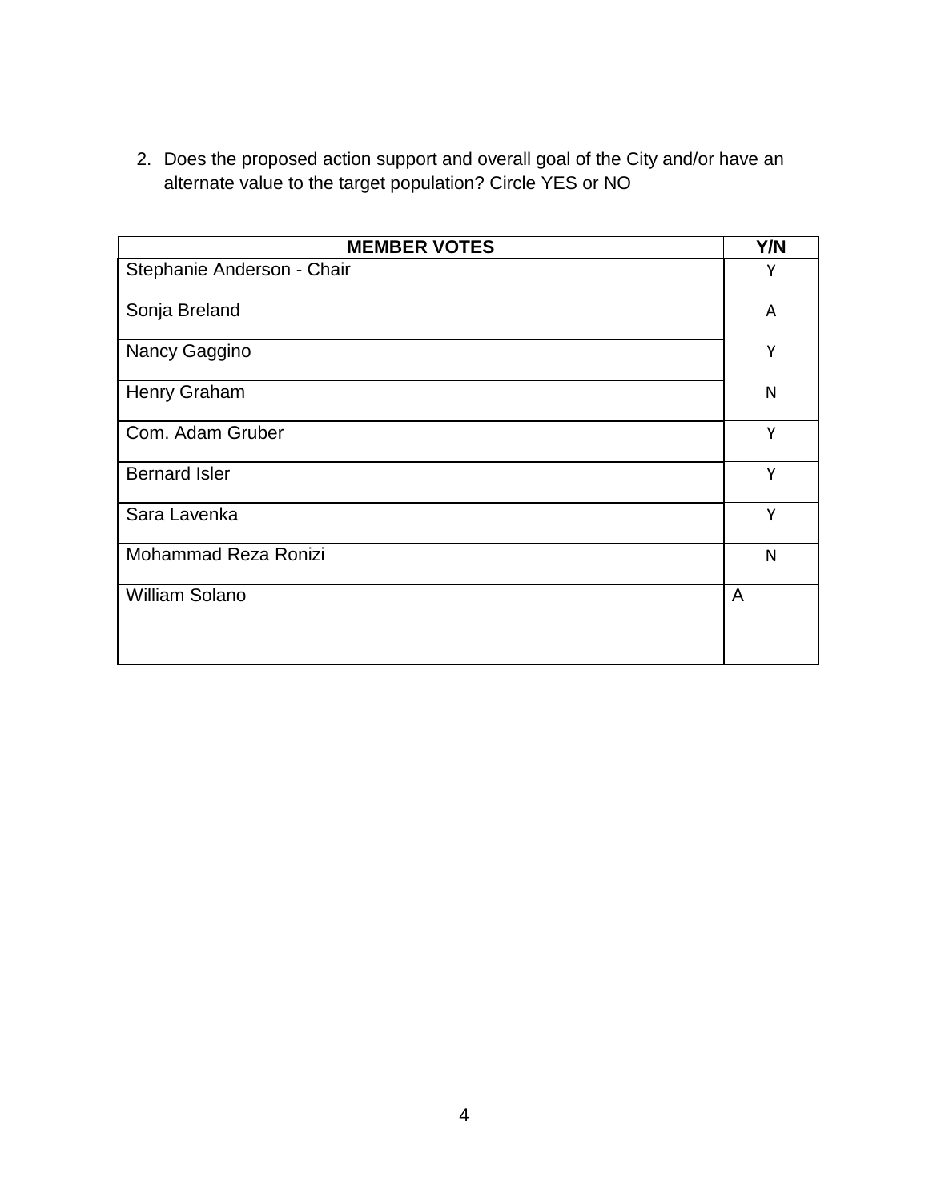2. Does the proposed action support and overall goal of the City and/or have an alternate value to the target population? Circle YES or NO

| MEMBER VOTES | Y/N |
|---|---|
| Stephanie Anderson - Chair | Y |
| Sonja Breland | A |
| Nancy Gaggino | Y |
| Henry Graham | N |
| Com. Adam Gruber | Y |
| Bernard Isler | Y |
| Sara Lavenka | Y |
| Mohammad Reza Ronizi | N |
| William Solano | A |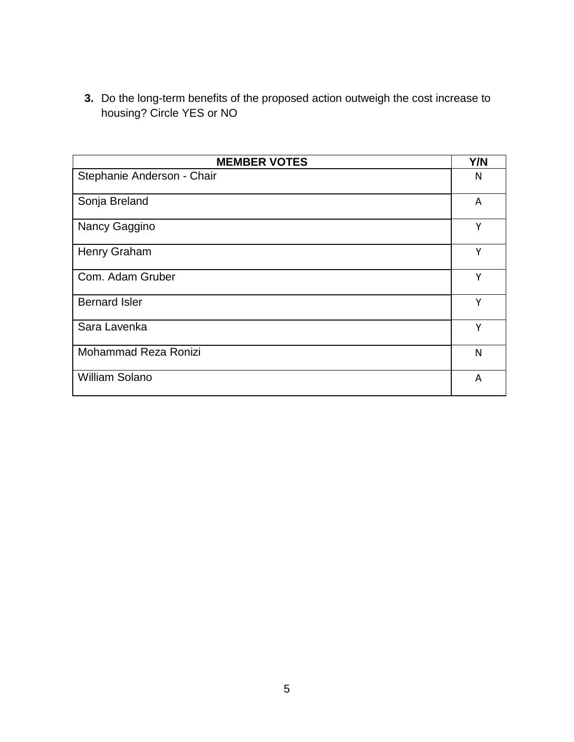3. Do the long-term benefits of the proposed action outweigh the cost increase to housing? Circle YES or NO

| MEMBER VOTES | Y/N |
|---|---|
| Stephanie Anderson - Chair | N |
| Sonja Breland | A |
| Nancy Gaggino | Y |
| Henry Graham | Y |
| Com. Adam Gruber | Y |
| Bernard Isler | Y |
| Sara Lavenka | Y |
| Mohammad Reza Ronizi | N |
| William Solano | A |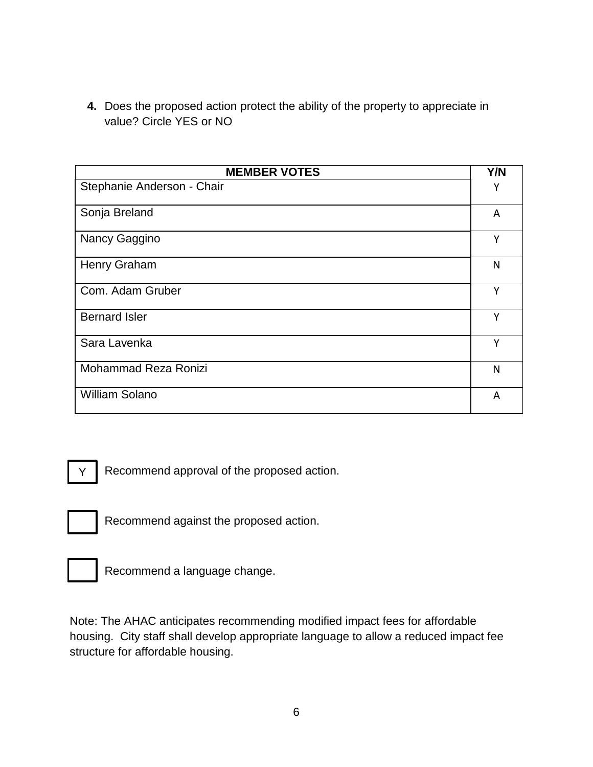4. Does the proposed action protect the ability of the property to appreciate in value? Circle YES or NO

| MEMBER VOTES | Y/N |
|---|---|
| Stephanie Anderson - Chair | Y |
| Sonja Breland | A |
| Nancy Gaggino | Y |
| Henry Graham | N |
| Com. Adam Gruber | Y |
| Bernard Isler | Y |
| Sara Lavenka | Y |
| Mohammad Reza Ronizi | N |
| William Solano | A |

[Y] Recommend approval of the proposed action.

[ ] Recommend against the proposed action.

[ ] Recommend a language change.

Note: The AHAC anticipates recommending modified impact fees for affordable housing. City staff shall develop appropriate language to allow a reduced impact fee structure for affordable housing.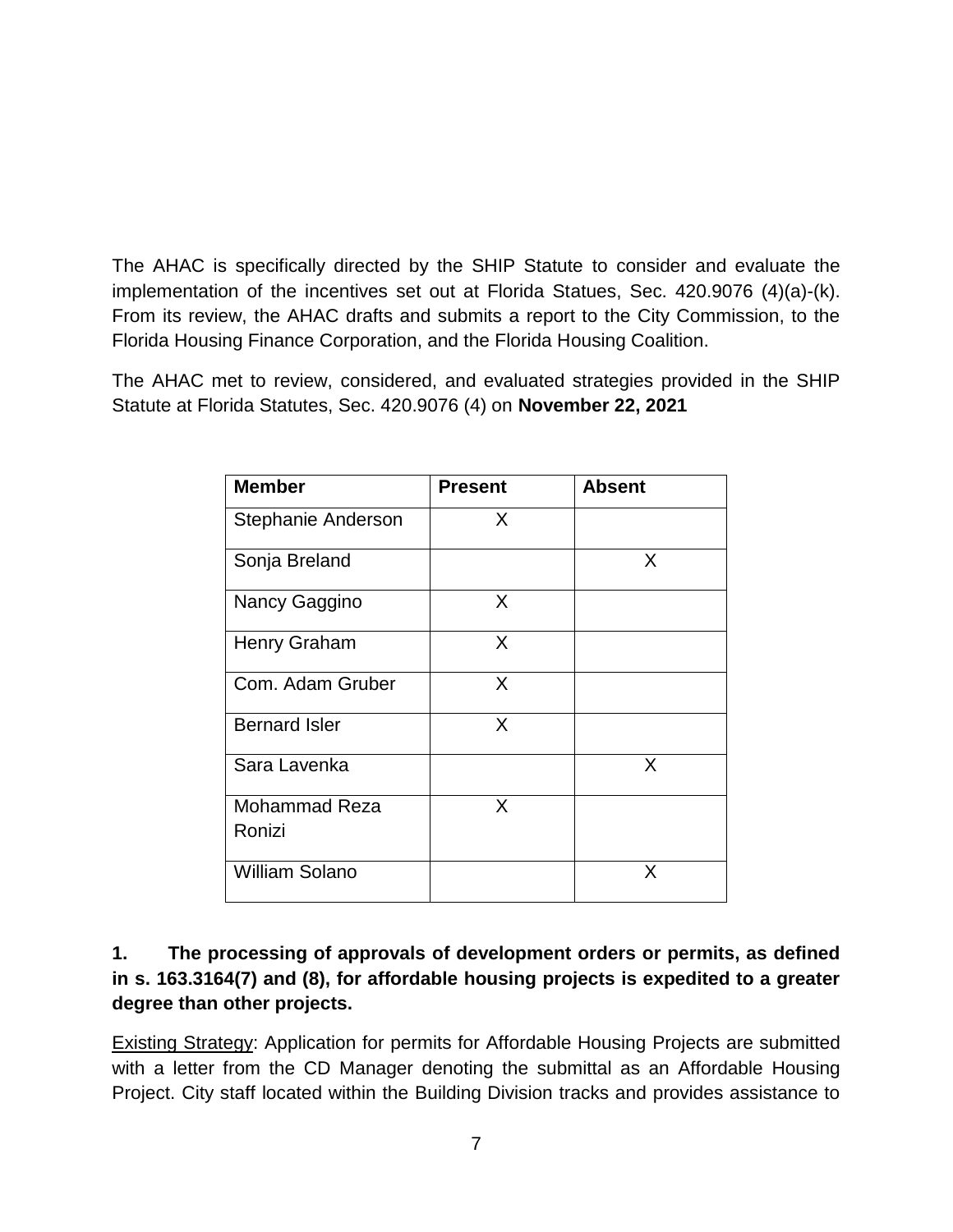The AHAC is specifically directed by the SHIP Statute to consider and evaluate the implementation of the incentives set out at Florida Statues, Sec. 420.9076 (4)(a)-(k). From its review, the AHAC drafts and submits a report to the City Commission, to the Florida Housing Finance Corporation, and the Florida Housing Coalition.

The AHAC met to review, considered, and evaluated strategies provided in the SHIP Statute at Florida Statutes, Sec. 420.9076 (4) on **November 22, 2021**

| Member | Present | Absent |
|---|---|---|
| Stephanie Anderson | X | |
| Sonja Breland | | X |
| Nancy Gaggino | X | |
| Henry Graham | X | |
| Com. Adam Gruber | X | |
| Bernard Isler | X | |
| Sara Lavenka | | X |
| Mohammad Reza Ronizi | X | |
| William Solano | | X |

**1. The processing of approvals of development orders or permits, as defined in s. 163.3164(7) and (8), for affordable housing projects is expedited to a greater degree than other projects.**

<u>Existing Strategy</u>: Application for permits for Affordable Housing Projects are submitted with a letter from the CD Manager denoting the submittal as an Affordable Housing Project. City staff located within the Building Division tracks and provides assistance to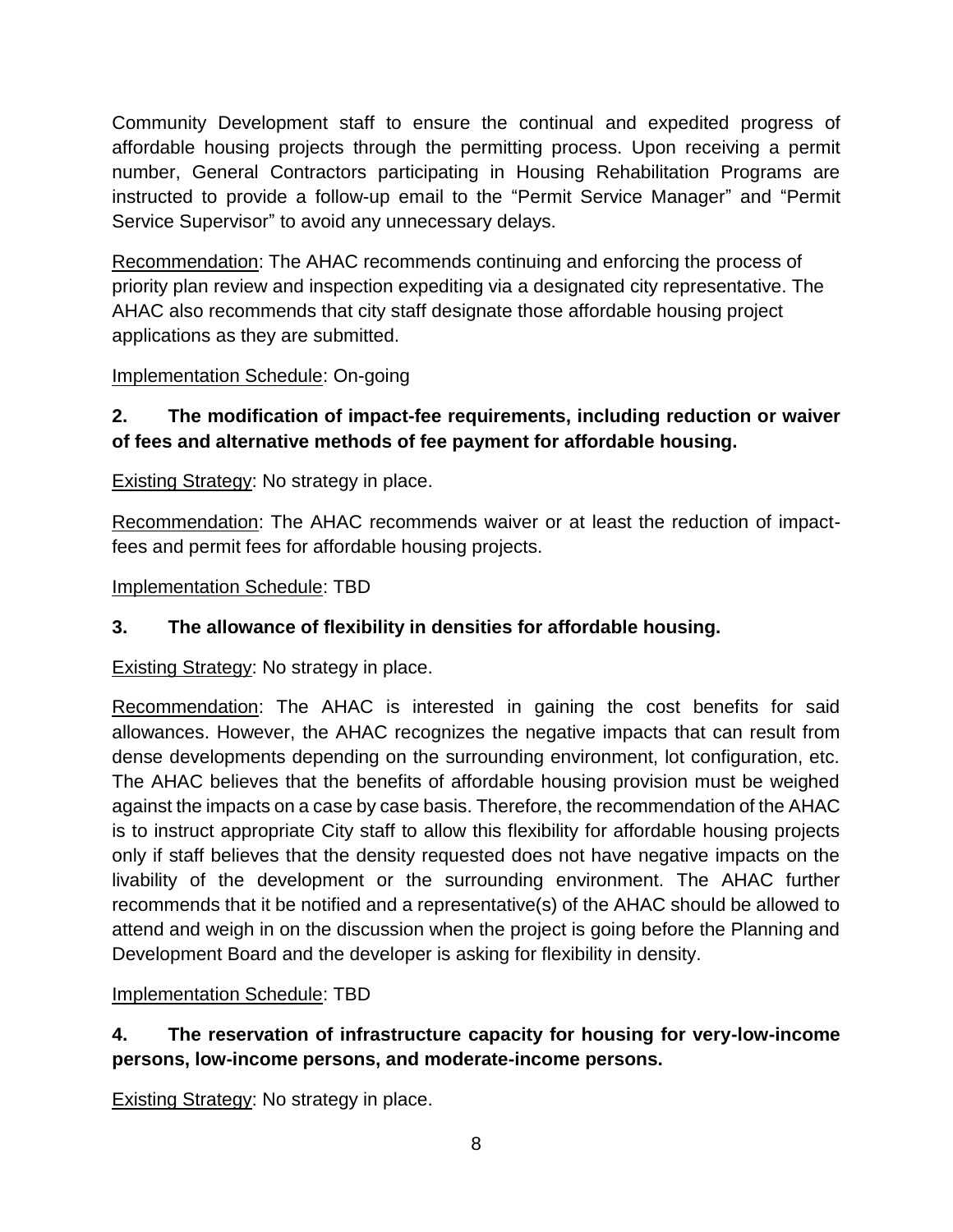Community Development staff to ensure the continual and expedited progress of affordable housing projects through the permitting process. Upon receiving a permit number, General Contractors participating in Housing Rehabilitation Programs are instructed to provide a follow-up email to the "Permit Service Manager" and "Permit Service Supervisor" to avoid any unnecessary delays.

Recommendation: The AHAC recommends continuing and enforcing the process of priority plan review and inspection expediting via a designated city representative. The AHAC also recommends that city staff designate those affordable housing project applications as they are submitted.

Implementation Schedule: On-going

**2. The modification of impact-fee requirements, including reduction or waiver of fees and alternative methods of fee payment for affordable housing.**

Existing Strategy: No strategy in place.

Recommendation: The AHAC recommends waiver or at least the reduction of impact-fees and permit fees for affordable housing projects.

Implementation Schedule: TBD

**3. The allowance of flexibility in densities for affordable housing.**

Existing Strategy: No strategy in place.

Recommendation: The AHAC is interested in gaining the cost benefits for said allowances. However, the AHAC recognizes the negative impacts that can result from dense developments depending on the surrounding environment, lot configuration, etc. The AHAC believes that the benefits of affordable housing provision must be weighed against the impacts on a case by case basis. Therefore, the recommendation of the AHAC is to instruct appropriate City staff to allow this flexibility for affordable housing projects only if staff believes that the density requested does not have negative impacts on the livability of the development or the surrounding environment. The AHAC further recommends that it be notified and a representative(s) of the AHAC should be allowed to attend and weigh in on the discussion when the project is going before the Planning and Development Board and the developer is asking for flexibility in density.

Implementation Schedule: TBD

**4. The reservation of infrastructure capacity for housing for very-low-income persons, low-income persons, and moderate-income persons.**

Existing Strategy: No strategy in place.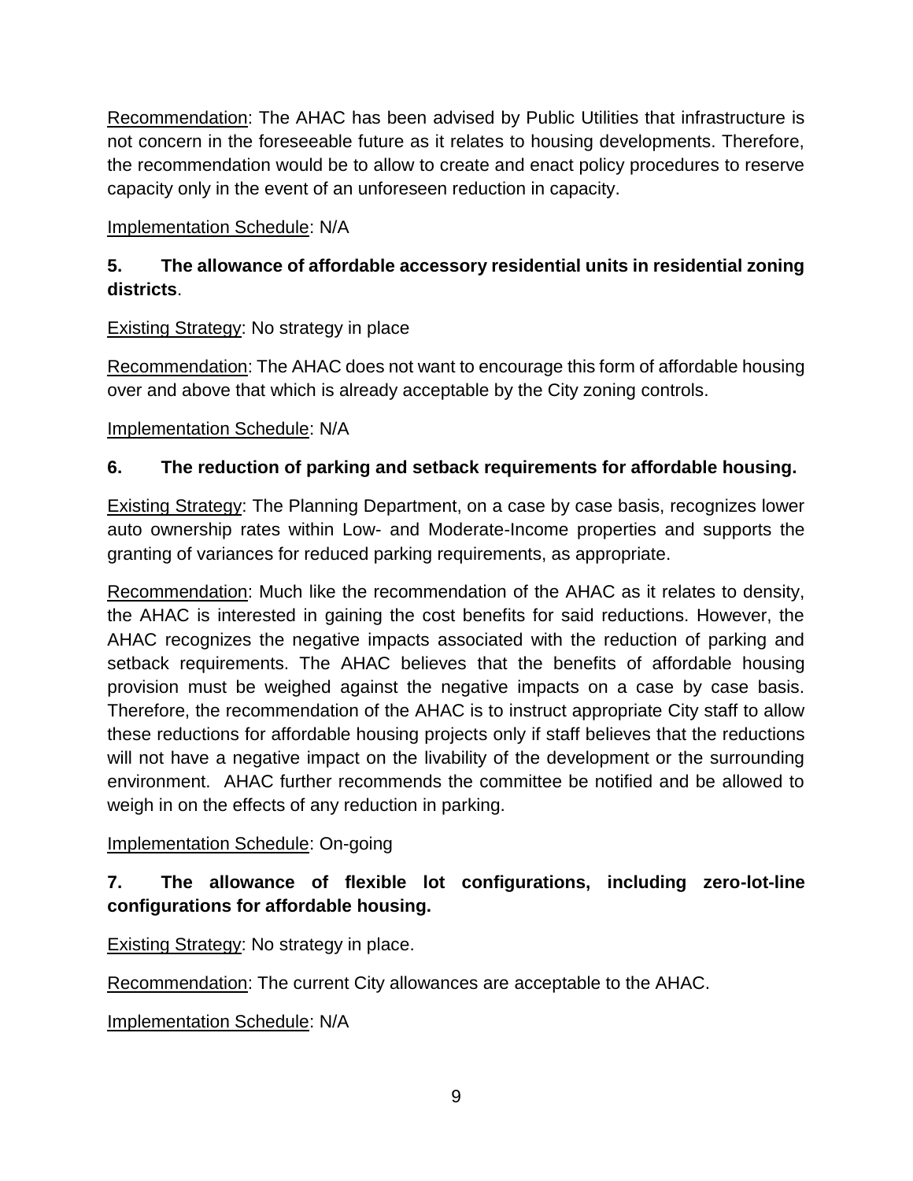Recommendation: The AHAC has been advised by Public Utilities that infrastructure is not concern in the foreseeable future as it relates to housing developments. Therefore, the recommendation would be to allow to create and enact policy procedures to reserve capacity only in the event of an unforeseen reduction in capacity.

Implementation Schedule: N/A

**5. The allowance of affordable accessory residential units in residential zoning districts**.

Existing Strategy: No strategy in place

Recommendation: The AHAC does not want to encourage this form of affordable housing over and above that which is already acceptable by the City zoning controls.

Implementation Schedule: N/A

**6. The reduction of parking and setback requirements for affordable housing.**

Existing Strategy: The Planning Department, on a case by case basis, recognizes lower auto ownership rates within Low- and Moderate-Income properties and supports the granting of variances for reduced parking requirements, as appropriate.

Recommendation: Much like the recommendation of the AHAC as it relates to density, the AHAC is interested in gaining the cost benefits for said reductions. However, the AHAC recognizes the negative impacts associated with the reduction of parking and setback requirements. The AHAC believes that the benefits of affordable housing provision must be weighed against the negative impacts on a case by case basis. Therefore, the recommendation of the AHAC is to instruct appropriate City staff to allow these reductions for affordable housing projects only if staff believes that the reductions will not have a negative impact on the livability of the development or the surrounding environment. AHAC further recommends the committee be notified and be allowed to weigh in on the effects of any reduction in parking.

Implementation Schedule: On-going

**7. The allowance of flexible lot configurations, including zero-lot-line configurations for affordable housing.**

Existing Strategy: No strategy in place.

Recommendation: The current City allowances are acceptable to the AHAC.

Implementation Schedule: N/A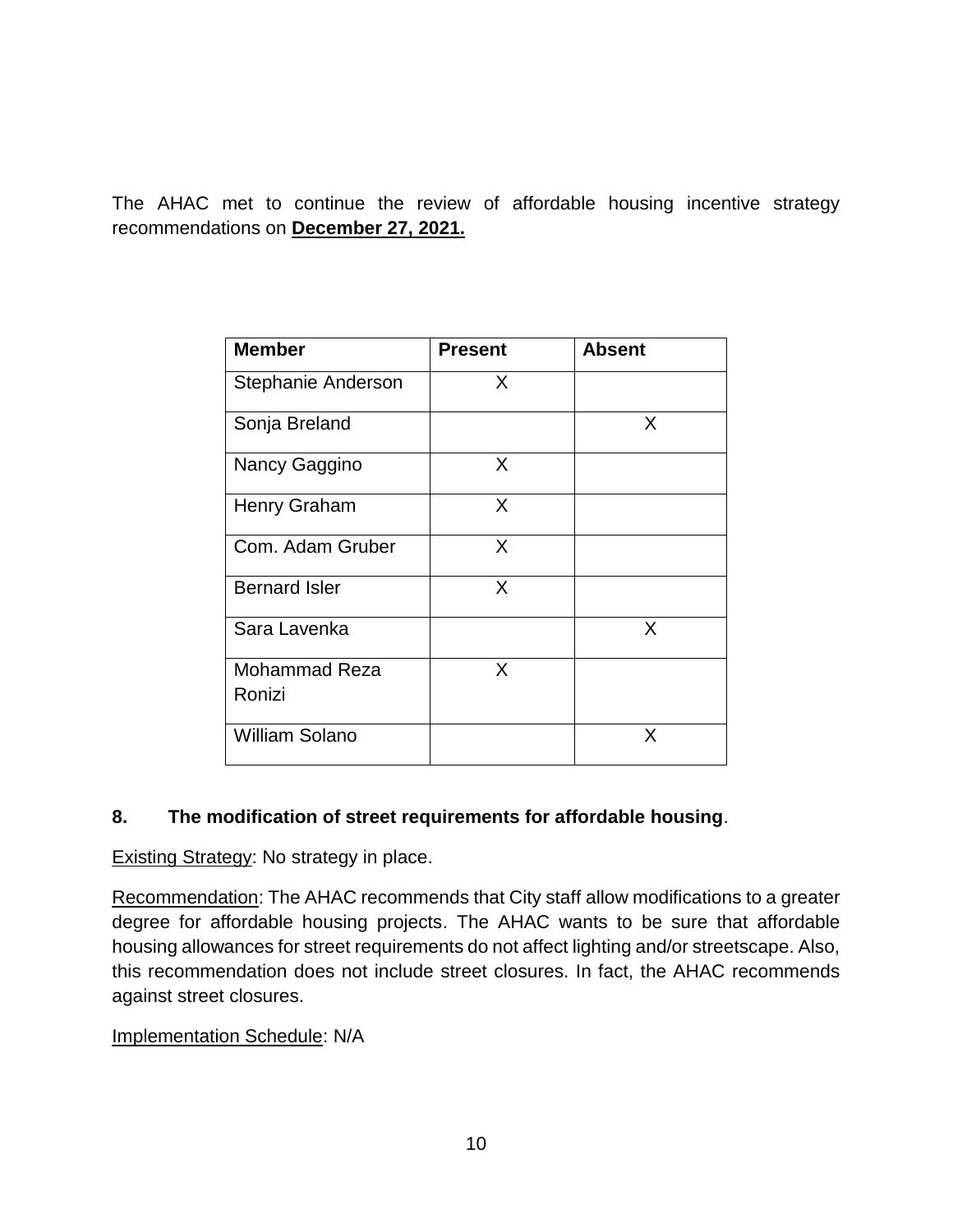The AHAC met to continue the review of affordable housing incentive strategy recommendations on **December 27, 2021.**

| Member | Present | Absent |
| --- | --- | --- |
| Stephanie Anderson | X | |
| Sonja Breland | | X |
| Nancy Gaggino | X | |
| Henry Graham | X | |
| Com. Adam Gruber | X | |
| Bernard Isler | X | |
| Sara Lavenka | | X |
| Mohammad Reza Ronizi | X | |
| William Solano | | X |

**8. The modification of street requirements for affordable housing**.

Existing Strategy: No strategy in place.

Recommendation: The AHAC recommends that City staff allow modifications to a greater degree for affordable housing projects. The AHAC wants to be sure that affordable housing allowances for street requirements do not affect lighting and/or streetscape. Also, this recommendation does not include street closures. In fact, the AHAC recommends against street closures.

Implementation Schedule: N/A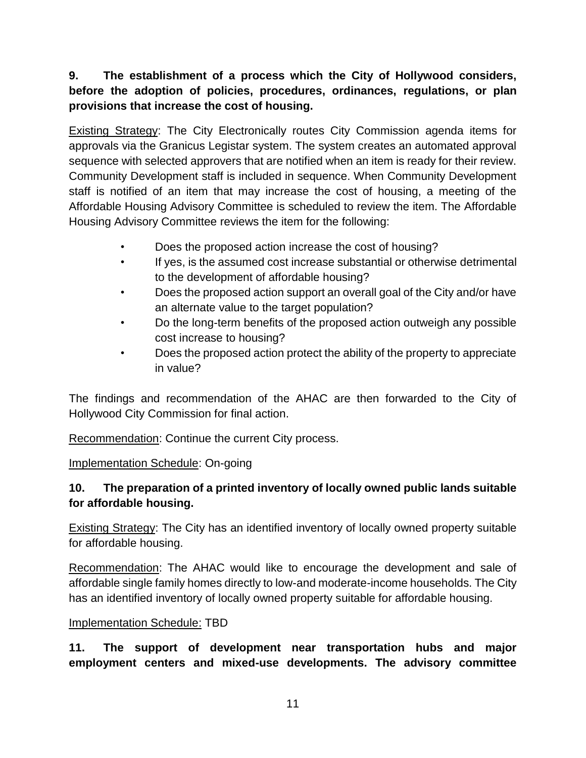**9. The establishment of a process which the City of Hollywood considers, before the adoption of policies, procedures, ordinances, regulations, or plan provisions that increase the cost of housing.**

Existing Strategy: The City Electronically routes City Commission agenda items for approvals via the Granicus Legistar system. The system creates an automated approval sequence with selected approvers that are notified when an item is ready for their review. Community Development staff is included in sequence. When Community Development staff is notified of an item that may increase the cost of housing, a meeting of the Affordable Housing Advisory Committee is scheduled to review the item. The Affordable Housing Advisory Committee reviews the item for the following:

- Does the proposed action increase the cost of housing?
- If yes, is the assumed cost increase substantial or otherwise detrimental to the development of affordable housing?
- Does the proposed action support an overall goal of the City and/or have an alternate value to the target population?
- Do the long-term benefits of the proposed action outweigh any possible cost increase to housing?
- Does the proposed action protect the ability of the property to appreciate in value?

The findings and recommendation of the AHAC are then forwarded to the City of Hollywood City Commission for final action.

Recommendation: Continue the current City process.

Implementation Schedule: On-going

**10. The preparation of a printed inventory of locally owned public lands suitable for affordable housing.**

Existing Strategy: The City has an identified inventory of locally owned property suitable for affordable housing.

Recommendation: The AHAC would like to encourage the development and sale of affordable single family homes directly to low-and moderate-income households. The City has an identified inventory of locally owned property suitable for affordable housing.

Implementation Schedule: TBD

**11. The support of development near transportation hubs and major employment centers and mixed-use developments. The advisory committee**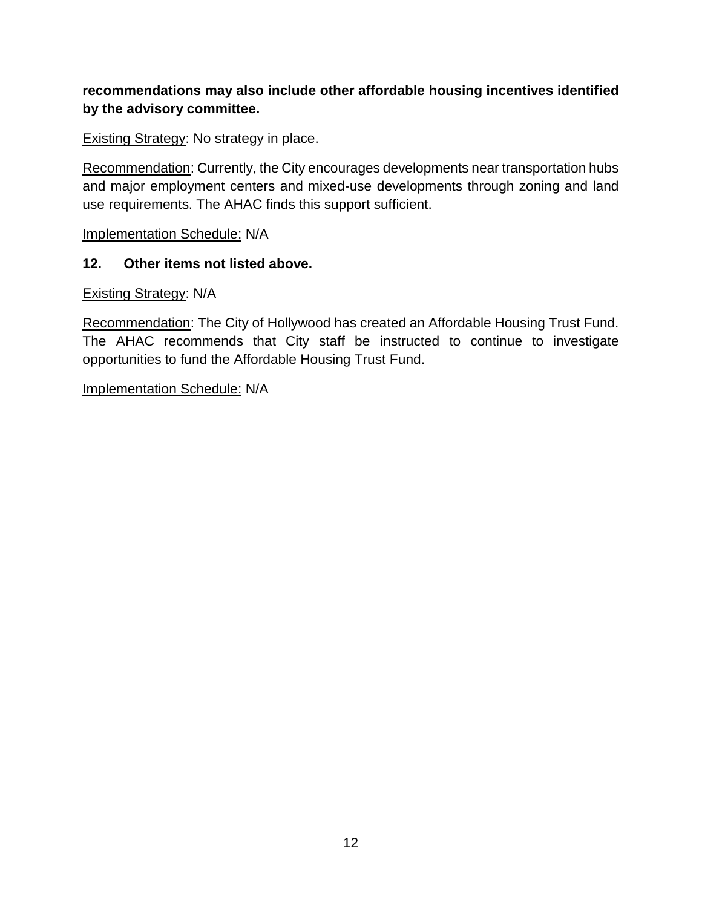**recommendations may also include other affordable housing incentives identified by the advisory committee.**

Existing Strategy: No strategy in place.

Recommendation: Currently, the City encourages developments near transportation hubs and major employment centers and mixed-use developments through zoning and land use requirements. The AHAC finds this support sufficient.

Implementation Schedule: N/A

**12. Other items not listed above.**

Existing Strategy: N/A

Recommendation: The City of Hollywood has created an Affordable Housing Trust Fund. The AHAC recommends that City staff be instructed to continue to investigate opportunities to fund the Affordable Housing Trust Fund.

Implementation Schedule: N/A